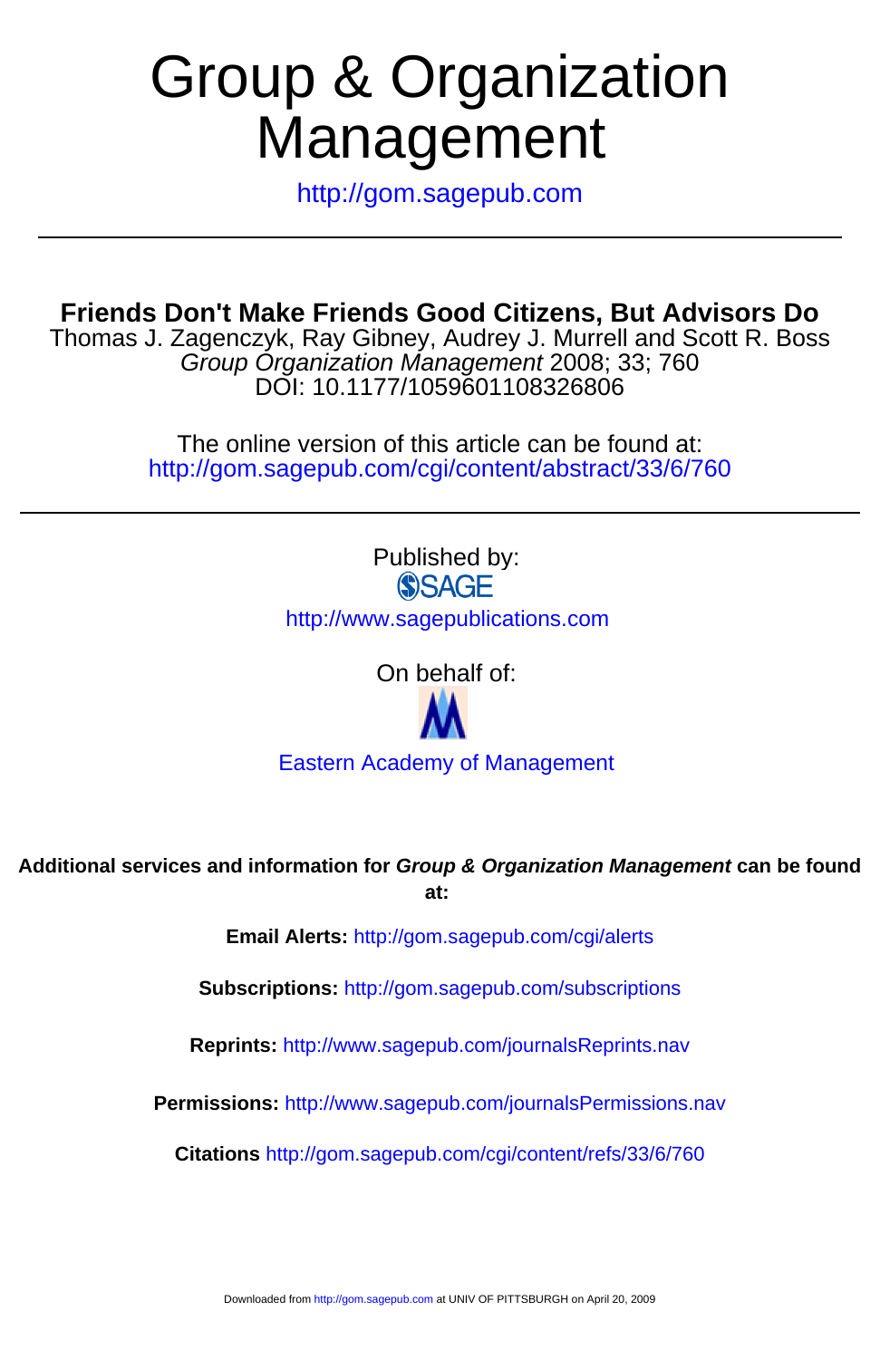# Group & Organization Management

http://gom.sagepub.com

---

## Friends Don't Make Friends Good Citizens, But Advisors Do

Thomas J. Zagenczyk, Ray Gibney, Audrey J. Murrell and Scott R. Boss
*Group Organization Management* 2008; 33; 760
DOI: 10.1177/1059601108326806

The online version of this article can be found at:
http://gom.sagepub.com/cgi/content/abstract/33/6/760

---

Published by:
SAGE
http://www.sagepublications.com

On behalf of:

Eastern Academy of Management

**Additional services and information for *Group & Organization Management* can be found at:**

**Email Alerts:** http://gom.sagepub.com/cgi/alerts

**Subscriptions:** http://gom.sagepub.com/subscriptions

**Reprints:** http://www.sagepub.com/journalsReprints.nav

**Permissions:** http://www.sagepub.com/journalsPermissions.nav

**Citations** http://gom.sagepub.com/cgi/content/refs/33/6/760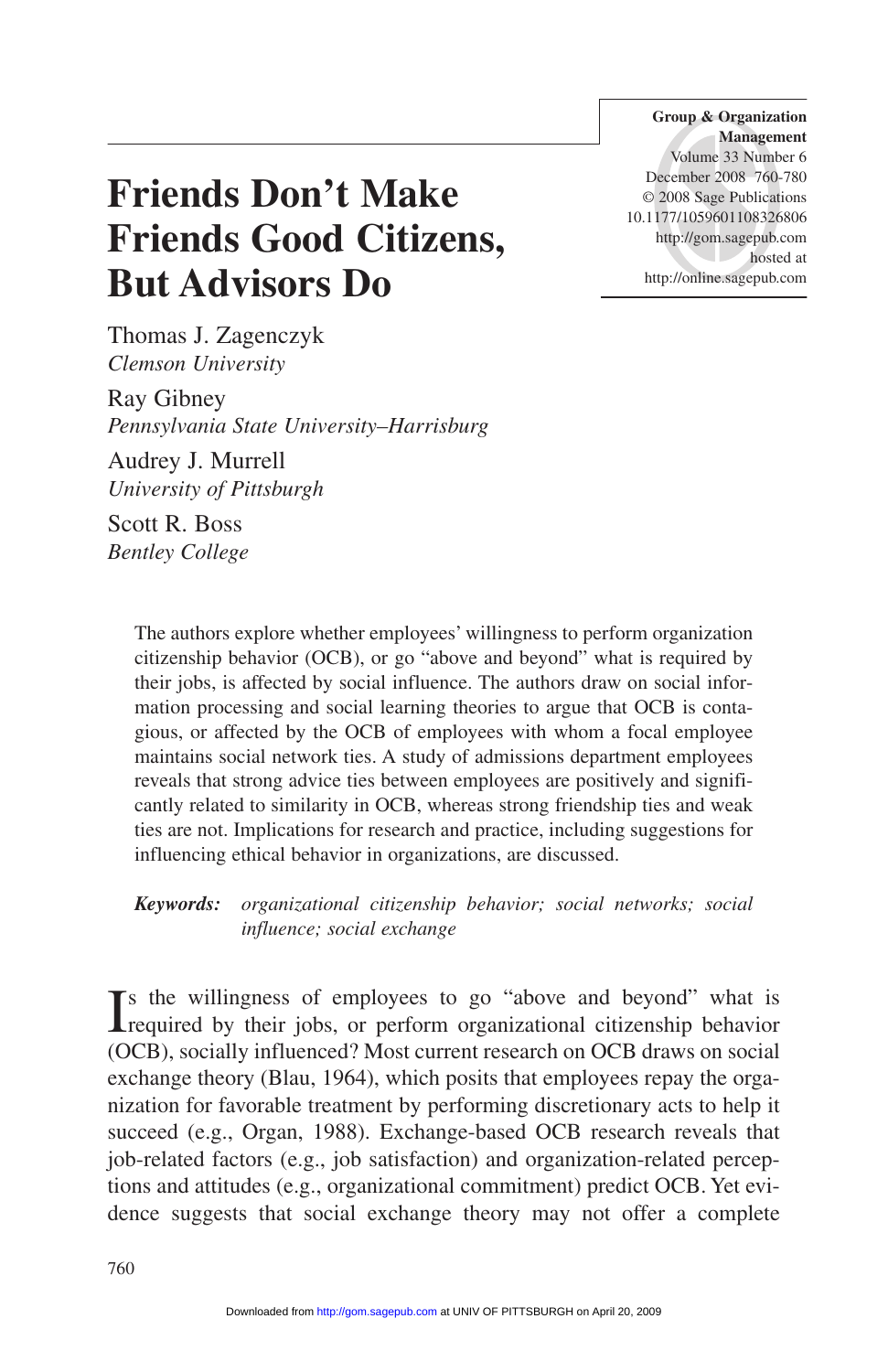# Friends Don't Make Friends Good Citizens, But Advisors Do

Thomas J. Zagenczyk
*Clemson University*

Ray Gibney
*Pennsylvania State University–Harrisburg*

Audrey J. Murrell
*University of Pittsburgh*

Scott R. Boss
*Bentley College*

The authors explore whether employees' willingness to perform organization citizenship behavior (OCB), or go "above and beyond" what is required by their jobs, is affected by social influence. The authors draw on social information processing and social learning theories to argue that OCB is contagious, or affected by the OCB of employees with whom a focal employee maintains social network ties. A study of admissions department employees reveals that strong advice ties between employees are positively and significantly related to similarity in OCB, whereas strong friendship ties and weak ties are not. Implications for research and practice, including suggestions for influencing ethical behavior in organizations, are discussed.

***Keywords:*** *organizational citizenship behavior; social networks; social influence; social exchange*

Is the willingness of employees to go "above and beyond" what is required by their jobs, or perform organizational citizenship behavior (OCB), socially influenced? Most current research on OCB draws on social exchange theory (Blau, 1964), which posits that employees repay the organization for favorable treatment by performing discretionary acts to help it succeed (e.g., Organ, 1988). Exchange-based OCB research reveals that job-related factors (e.g., job satisfaction) and organization-related perceptions and attitudes (e.g., organizational commitment) predict OCB. Yet evidence suggests that social exchange theory may not offer a complete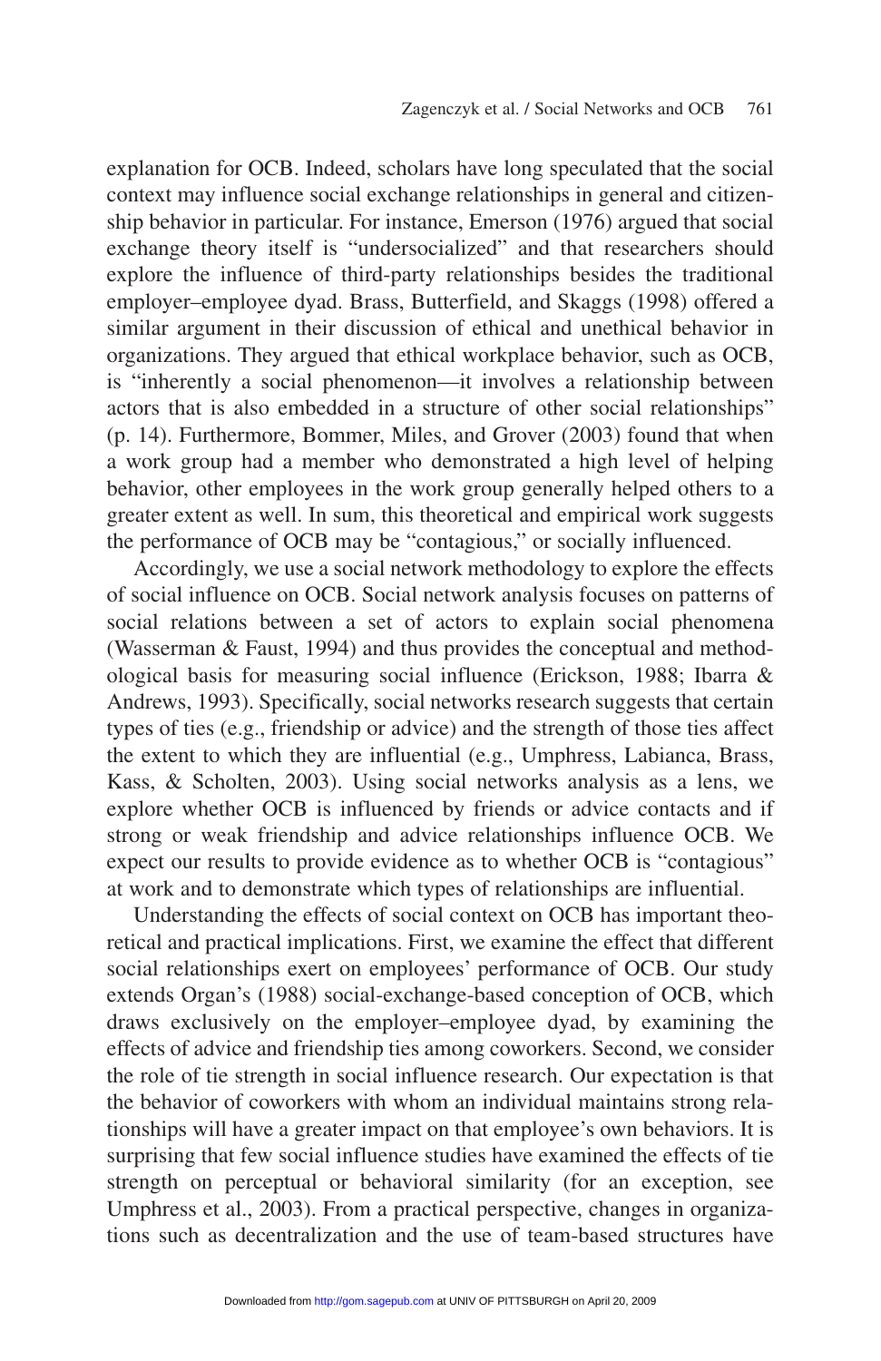explanation for OCB. Indeed, scholars have long speculated that the social context may influence social exchange relationships in general and citizenship behavior in particular. For instance, Emerson (1976) argued that social exchange theory itself is "undersocialized" and that researchers should explore the influence of third-party relationships besides the traditional employer–employee dyad. Brass, Butterfield, and Skaggs (1998) offered a similar argument in their discussion of ethical and unethical behavior in organizations. They argued that ethical workplace behavior, such as OCB, is "inherently a social phenomenon—it involves a relationship between actors that is also embedded in a structure of other social relationships" (p. 14). Furthermore, Bommer, Miles, and Grover (2003) found that when a work group had a member who demonstrated a high level of helping behavior, other employees in the work group generally helped others to a greater extent as well. In sum, this theoretical and empirical work suggests the performance of OCB may be "contagious," or socially influenced.

Accordingly, we use a social network methodology to explore the effects of social influence on OCB. Social network analysis focuses on patterns of social relations between a set of actors to explain social phenomena (Wasserman & Faust, 1994) and thus provides the conceptual and methodological basis for measuring social influence (Erickson, 1988; Ibarra & Andrews, 1993). Specifically, social networks research suggests that certain types of ties (e.g., friendship or advice) and the strength of those ties affect the extent to which they are influential (e.g., Umphress, Labianca, Brass, Kass, & Scholten, 2003). Using social networks analysis as a lens, we explore whether OCB is influenced by friends or advice contacts and if strong or weak friendship and advice relationships influence OCB. We expect our results to provide evidence as to whether OCB is "contagious" at work and to demonstrate which types of relationships are influential.

Understanding the effects of social context on OCB has important theoretical and practical implications. First, we examine the effect that different social relationships exert on employees' performance of OCB. Our study extends Organ's (1988) social-exchange-based conception of OCB, which draws exclusively on the employer–employee dyad, by examining the effects of advice and friendship ties among coworkers. Second, we consider the role of tie strength in social influence research. Our expectation is that the behavior of coworkers with whom an individual maintains strong relationships will have a greater impact on that employee's own behaviors. It is surprising that few social influence studies have examined the effects of tie strength on perceptual or behavioral similarity (for an exception, see Umphress et al., 2003). From a practical perspective, changes in organizations such as decentralization and the use of team-based structures have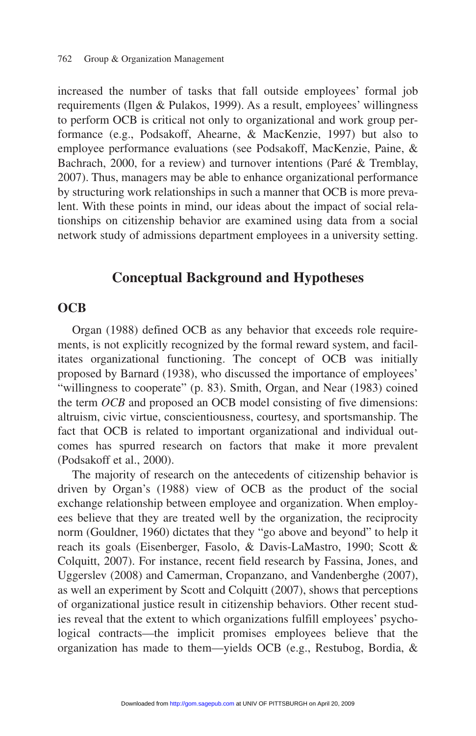increased the number of tasks that fall outside employees' formal job requirements (Ilgen & Pulakos, 1999). As a result, employees' willingness to perform OCB is critical not only to organizational and work group performance (e.g., Podsakoff, Ahearne, & MacKenzie, 1997) but also to employee performance evaluations (see Podsakoff, MacKenzie, Paine, & Bachrach, 2000, for a review) and turnover intentions (Paré & Tremblay, 2007). Thus, managers may be able to enhance organizational performance by structuring work relationships in such a manner that OCB is more prevalent. With these points in mind, our ideas about the impact of social relationships on citizenship behavior are examined using data from a social network study of admissions department employees in a university setting.

## Conceptual Background and Hypotheses

### OCB

Organ (1988) defined OCB as any behavior that exceeds role requirements, is not explicitly recognized by the formal reward system, and facilitates organizational functioning. The concept of OCB was initially proposed by Barnard (1938), who discussed the importance of employees' "willingness to cooperate" (p. 83). Smith, Organ, and Near (1983) coined the term *OCB* and proposed an OCB model consisting of five dimensions: altruism, civic virtue, conscientiousness, courtesy, and sportsmanship. The fact that OCB is related to important organizational and individual outcomes has spurred research on factors that make it more prevalent (Podsakoff et al., 2000).

The majority of research on the antecedents of citizenship behavior is driven by Organ's (1988) view of OCB as the product of the social exchange relationship between employee and organization. When employees believe that they are treated well by the organization, the reciprocity norm (Gouldner, 1960) dictates that they "go above and beyond" to help it reach its goals (Eisenberger, Fasolo, & Davis-LaMastro, 1990; Scott & Colquitt, 2007). For instance, recent field research by Fassina, Jones, and Uggerslev (2008) and Camerman, Cropanzano, and Vandenberghe (2007), as well an experiment by Scott and Colquitt (2007), shows that perceptions of organizational justice result in citizenship behaviors. Other recent studies reveal that the extent to which organizations fulfill employees' psychological contracts—the implicit promises employees believe that the organization has made to them—yields OCB (e.g., Restubog, Bordia, &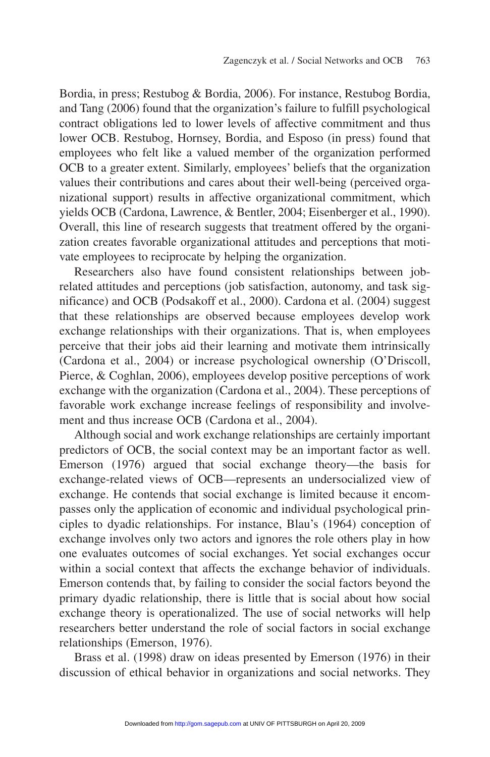Bordia, in press; Restubog & Bordia, 2006). For instance, Restubog Bordia, and Tang (2006) found that the organization's failure to fulfill psychological contract obligations led to lower levels of affective commitment and thus lower OCB. Restubog, Hornsey, Bordia, and Esposo (in press) found that employees who felt like a valued member of the organization performed OCB to a greater extent. Similarly, employees' beliefs that the organization values their contributions and cares about their well-being (perceived organizational support) results in affective organizational commitment, which yields OCB (Cardona, Lawrence, & Bentler, 2004; Eisenberger et al., 1990). Overall, this line of research suggests that treatment offered by the organization creates favorable organizational attitudes and perceptions that motivate employees to reciprocate by helping the organization.

Researchers also have found consistent relationships between job-related attitudes and perceptions (job satisfaction, autonomy, and task significance) and OCB (Podsakoff et al., 2000). Cardona et al. (2004) suggest that these relationships are observed because employees develop work exchange relationships with their organizations. That is, when employees perceive that their jobs aid their learning and motivate them intrinsically (Cardona et al., 2004) or increase psychological ownership (O'Driscoll, Pierce, & Coghlan, 2006), employees develop positive perceptions of work exchange with the organization (Cardona et al., 2004). These perceptions of favorable work exchange increase feelings of responsibility and involvement and thus increase OCB (Cardona et al., 2004).

Although social and work exchange relationships are certainly important predictors of OCB, the social context may be an important factor as well. Emerson (1976) argued that social exchange theory—the basis for exchange-related views of OCB—represents an undersocialized view of exchange. He contends that social exchange is limited because it encompasses only the application of economic and individual psychological principles to dyadic relationships. For instance, Blau's (1964) conception of exchange involves only two actors and ignores the role others play in how one evaluates outcomes of social exchanges. Yet social exchanges occur within a social context that affects the exchange behavior of individuals. Emerson contends that, by failing to consider the social factors beyond the primary dyadic relationship, there is little that is social about how social exchange theory is operationalized. The use of social networks will help researchers better understand the role of social factors in social exchange relationships (Emerson, 1976).

Brass et al. (1998) draw on ideas presented by Emerson (1976) in their discussion of ethical behavior in organizations and social networks. They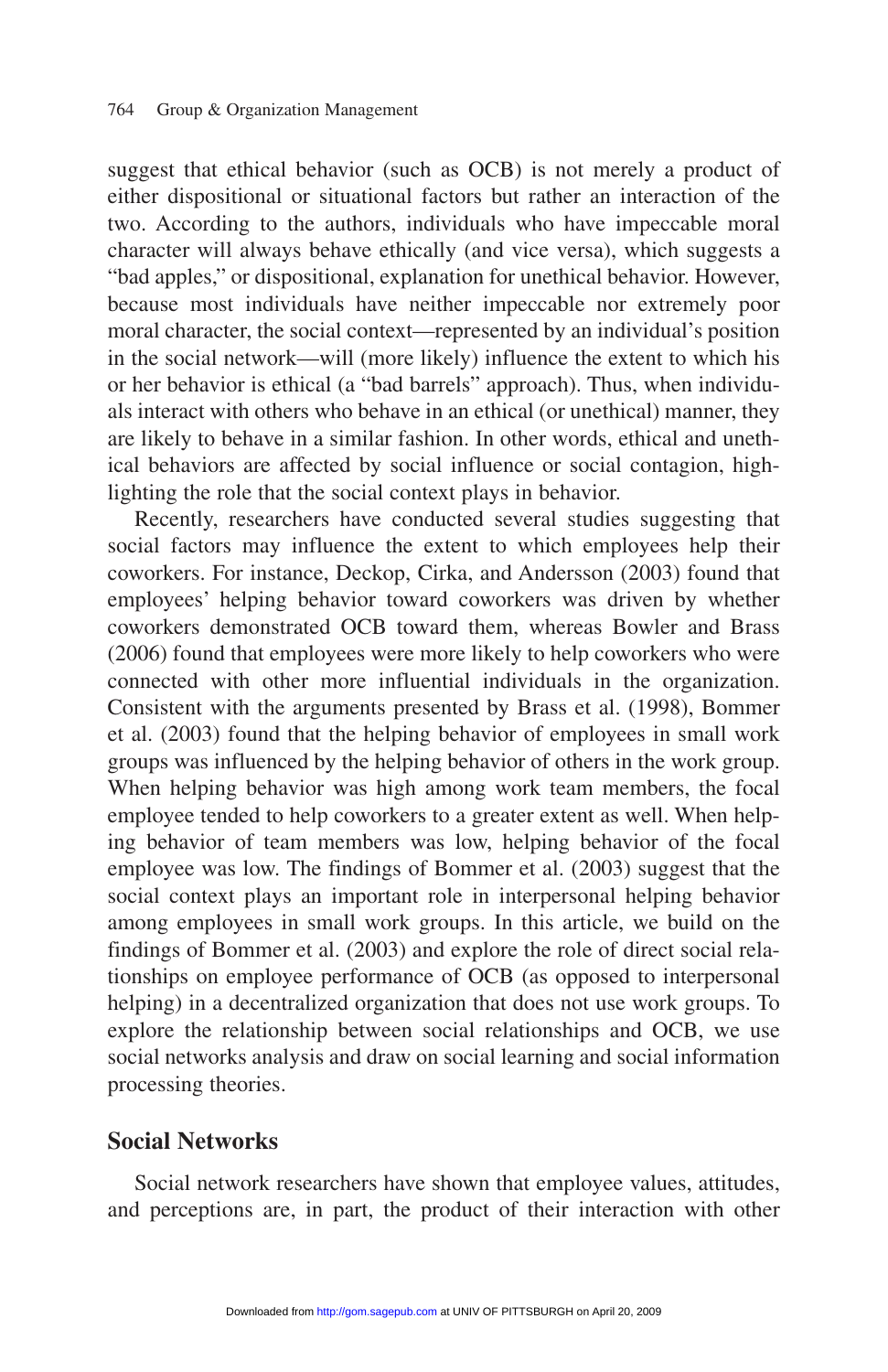suggest that ethical behavior (such as OCB) is not merely a product of either dispositional or situational factors but rather an interaction of the two. According to the authors, individuals who have impeccable moral character will always behave ethically (and vice versa), which suggests a "bad apples," or dispositional, explanation for unethical behavior. However, because most individuals have neither impeccable nor extremely poor moral character, the social context—represented by an individual's position in the social network—will (more likely) influence the extent to which his or her behavior is ethical (a "bad barrels" approach). Thus, when individuals interact with others who behave in an ethical (or unethical) manner, they are likely to behave in a similar fashion. In other words, ethical and unethical behaviors are affected by social influence or social contagion, highlighting the role that the social context plays in behavior.

Recently, researchers have conducted several studies suggesting that social factors may influence the extent to which employees help their coworkers. For instance, Deckop, Cirka, and Andersson (2003) found that employees' helping behavior toward coworkers was driven by whether coworkers demonstrated OCB toward them, whereas Bowler and Brass (2006) found that employees were more likely to help coworkers who were connected with other more influential individuals in the organization. Consistent with the arguments presented by Brass et al. (1998), Bommer et al. (2003) found that the helping behavior of employees in small work groups was influenced by the helping behavior of others in the work group. When helping behavior was high among work team members, the focal employee tended to help coworkers to a greater extent as well. When helping behavior of team members was low, helping behavior of the focal employee was low. The findings of Bommer et al. (2003) suggest that the social context plays an important role in interpersonal helping behavior among employees in small work groups. In this article, we build on the findings of Bommer et al. (2003) and explore the role of direct social relationships on employee performance of OCB (as opposed to interpersonal helping) in a decentralized organization that does not use work groups. To explore the relationship between social relationships and OCB, we use social networks analysis and draw on social learning and social information processing theories.

## Social Networks

Social network researchers have shown that employee values, attitudes, and perceptions are, in part, the product of their interaction with other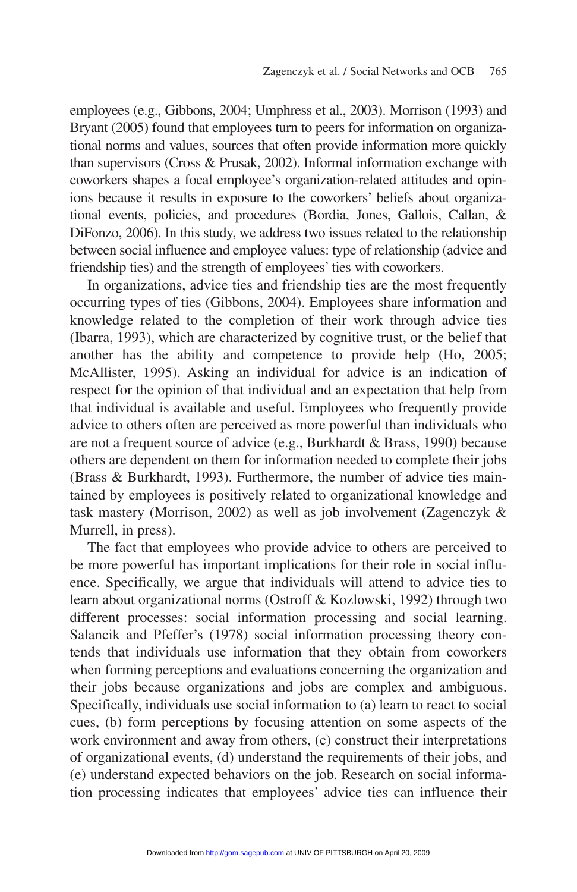employees (e.g., Gibbons, 2004; Umphress et al., 2003). Morrison (1993) and Bryant (2005) found that employees turn to peers for information on organizational norms and values, sources that often provide information more quickly than supervisors (Cross & Prusak, 2002). Informal information exchange with coworkers shapes a focal employee's organization-related attitudes and opinions because it results in exposure to the coworkers' beliefs about organizational events, policies, and procedures (Bordia, Jones, Gallois, Callan, & DiFonzo, 2006). In this study, we address two issues related to the relationship between social influence and employee values: type of relationship (advice and friendship ties) and the strength of employees' ties with coworkers.

In organizations, advice ties and friendship ties are the most frequently occurring types of ties (Gibbons, 2004). Employees share information and knowledge related to the completion of their work through advice ties (Ibarra, 1993), which are characterized by cognitive trust, or the belief that another has the ability and competence to provide help (Ho, 2005; McAllister, 1995). Asking an individual for advice is an indication of respect for the opinion of that individual and an expectation that help from that individual is available and useful. Employees who frequently provide advice to others often are perceived as more powerful than individuals who are not a frequent source of advice (e.g., Burkhardt & Brass, 1990) because others are dependent on them for information needed to complete their jobs (Brass & Burkhardt, 1993). Furthermore, the number of advice ties maintained by employees is positively related to organizational knowledge and task mastery (Morrison, 2002) as well as job involvement (Zagenczyk & Murrell, in press).

The fact that employees who provide advice to others are perceived to be more powerful has important implications for their role in social influence. Specifically, we argue that individuals will attend to advice ties to learn about organizational norms (Ostroff & Kozlowski, 1992) through two different processes: social information processing and social learning. Salancik and Pfeffer's (1978) social information processing theory contends that individuals use information that they obtain from coworkers when forming perceptions and evaluations concerning the organization and their jobs because organizations and jobs are complex and ambiguous. Specifically, individuals use social information to (a) learn to react to social cues, (b) form perceptions by focusing attention on some aspects of the work environment and away from others, (c) construct their interpretations of organizational events, (d) understand the requirements of their jobs, and (e) understand expected behaviors on the job. Research on social information processing indicates that employees' advice ties can influence their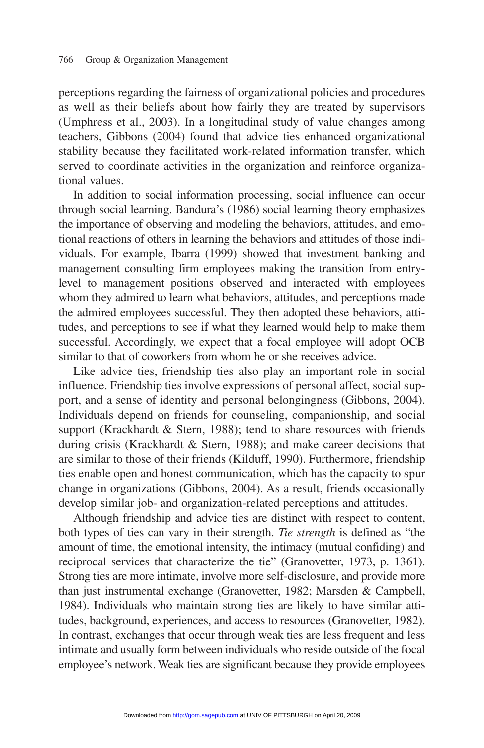perceptions regarding the fairness of organizational policies and procedures as well as their beliefs about how fairly they are treated by supervisors (Umphress et al., 2003). In a longitudinal study of value changes among teachers, Gibbons (2004) found that advice ties enhanced organizational stability because they facilitated work-related information transfer, which served to coordinate activities in the organization and reinforce organizational values.

In addition to social information processing, social influence can occur through social learning. Bandura's (1986) social learning theory emphasizes the importance of observing and modeling the behaviors, attitudes, and emotional reactions of others in learning the behaviors and attitudes of those individuals. For example, Ibarra (1999) showed that investment banking and management consulting firm employees making the transition from entry-level to management positions observed and interacted with employees whom they admired to learn what behaviors, attitudes, and perceptions made the admired employees successful. They then adopted these behaviors, attitudes, and perceptions to see if what they learned would help to make them successful. Accordingly, we expect that a focal employee will adopt OCB similar to that of coworkers from whom he or she receives advice.

Like advice ties, friendship ties also play an important role in social influence. Friendship ties involve expressions of personal affect, social support, and a sense of identity and personal belongingness (Gibbons, 2004). Individuals depend on friends for counseling, companionship, and social support (Krackhardt & Stern, 1988); tend to share resources with friends during crisis (Krackhardt & Stern, 1988); and make career decisions that are similar to those of their friends (Kilduff, 1990). Furthermore, friendship ties enable open and honest communication, which has the capacity to spur change in organizations (Gibbons, 2004). As a result, friends occasionally develop similar job- and organization-related perceptions and attitudes.

Although friendship and advice ties are distinct with respect to content, both types of ties can vary in their strength. *Tie strength* is defined as "the amount of time, the emotional intensity, the intimacy (mutual confiding) and reciprocal services that characterize the tie" (Granovetter, 1973, p. 1361). Strong ties are more intimate, involve more self-disclosure, and provide more than just instrumental exchange (Granovetter, 1982; Marsden & Campbell, 1984). Individuals who maintain strong ties are likely to have similar attitudes, background, experiences, and access to resources (Granovetter, 1982). In contrast, exchanges that occur through weak ties are less frequent and less intimate and usually form between individuals who reside outside of the focal employee's network. Weak ties are significant because they provide employees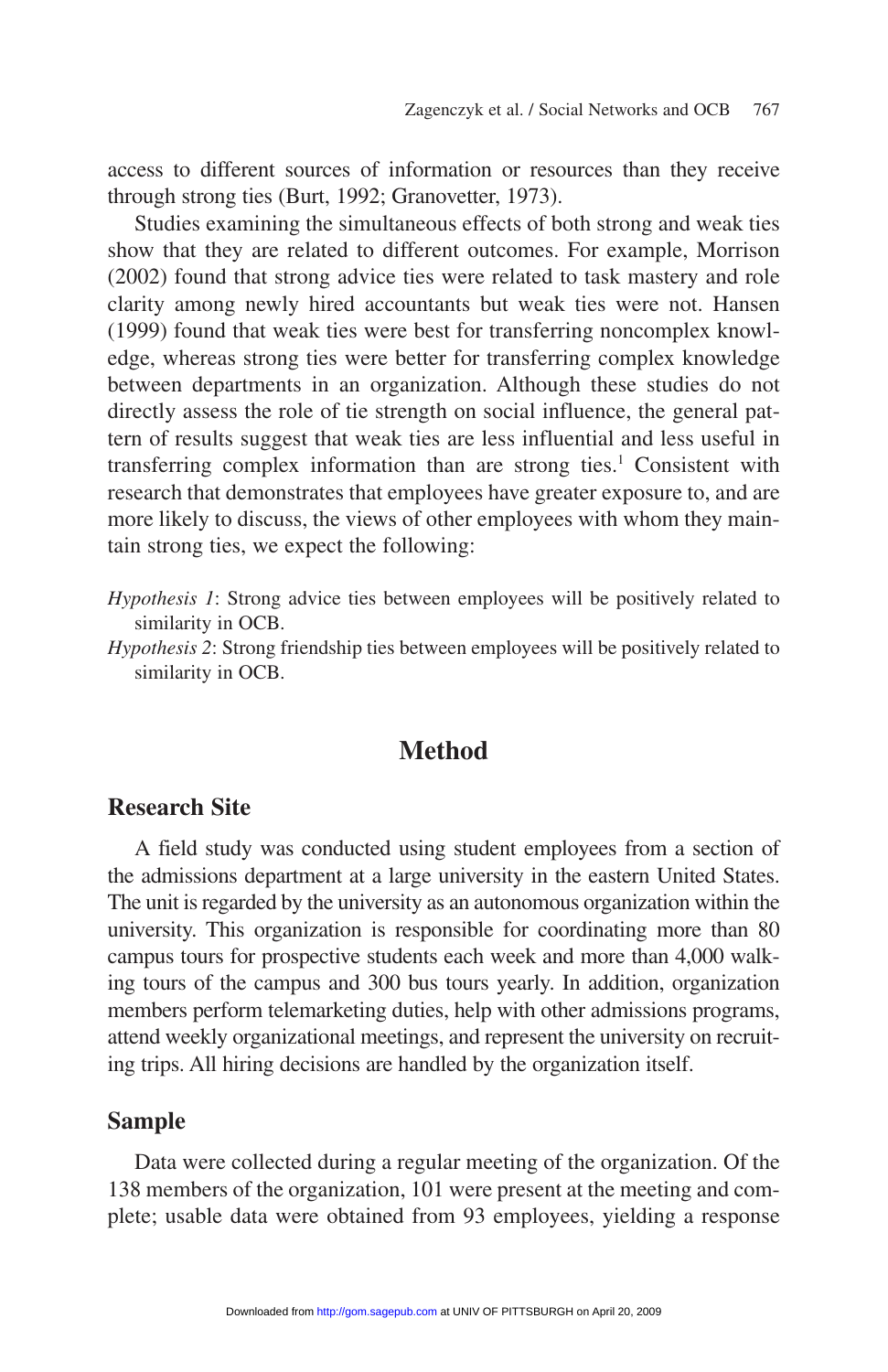access to different sources of information or resources than they receive through strong ties (Burt, 1992; Granovetter, 1973).

Studies examining the simultaneous effects of both strong and weak ties show that they are related to different outcomes. For example, Morrison (2002) found that strong advice ties were related to task mastery and role clarity among newly hired accountants but weak ties were not. Hansen (1999) found that weak ties were best for transferring noncomplex knowledge, whereas strong ties were better for transferring complex knowledge between departments in an organization. Although these studies do not directly assess the role of tie strength on social influence, the general pattern of results suggest that weak ties are less influential and less useful in transferring complex information than are strong ties.[1] Consistent with research that demonstrates that employees have greater exposure to, and are more likely to discuss, the views of other employees with whom they maintain strong ties, we expect the following:

*Hypothesis 1*: Strong advice ties between employees will be positively related to similarity in OCB.

*Hypothesis 2*: Strong friendship ties between employees will be positively related to similarity in OCB.

## Method

### Research Site

A field study was conducted using student employees from a section of the admissions department at a large university in the eastern United States. The unit is regarded by the university as an autonomous organization within the university. This organization is responsible for coordinating more than 80 campus tours for prospective students each week and more than 4,000 walking tours of the campus and 300 bus tours yearly. In addition, organization members perform telemarketing duties, help with other admissions programs, attend weekly organizational meetings, and represent the university on recruiting trips. All hiring decisions are handled by the organization itself.

### Sample

Data were collected during a regular meeting of the organization. Of the 138 members of the organization, 101 were present at the meeting and complete; usable data were obtained from 93 employees, yielding a response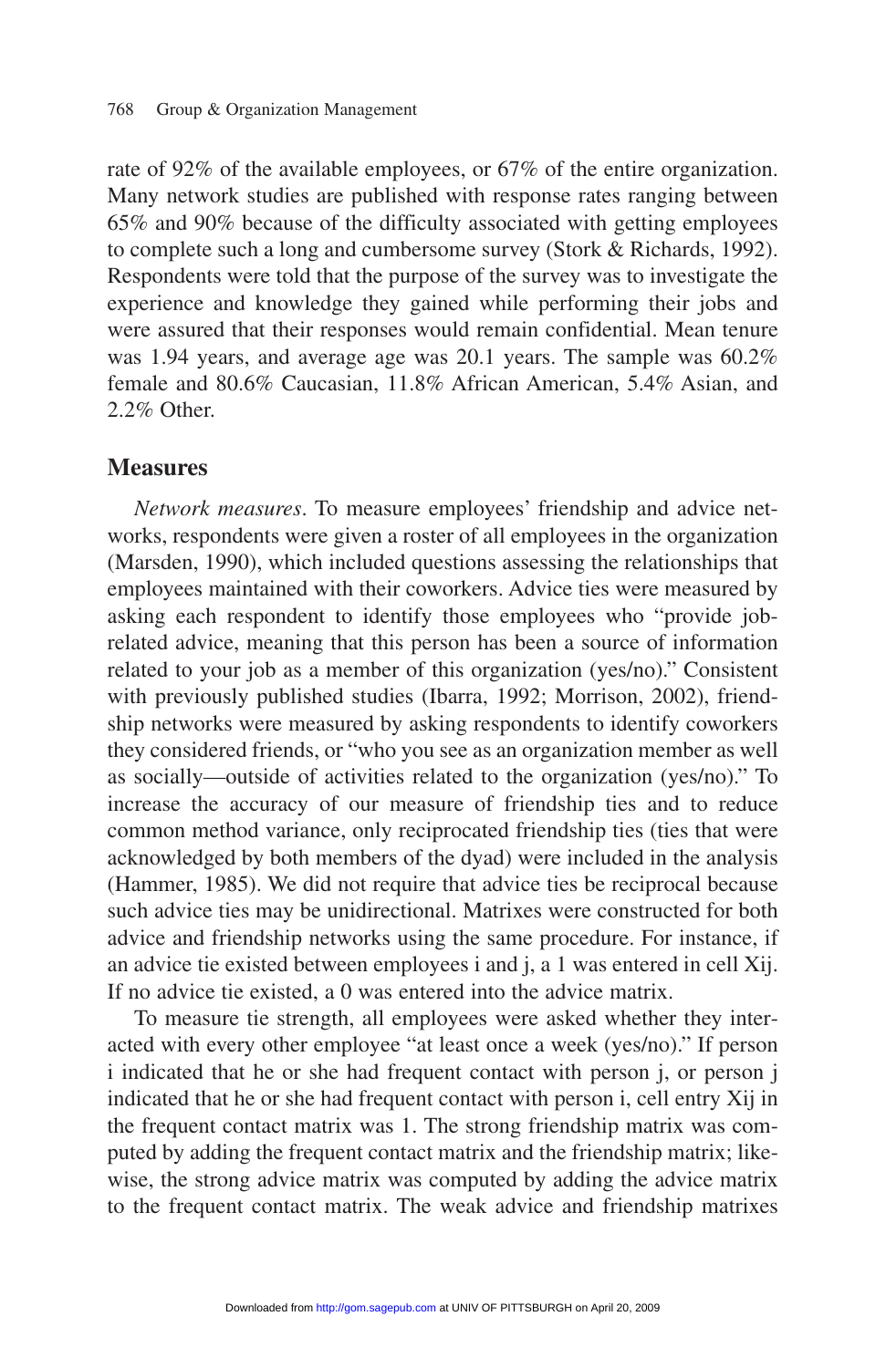rate of 92% of the available employees, or 67% of the entire organization. Many network studies are published with response rates ranging between 65% and 90% because of the difficulty associated with getting employees to complete such a long and cumbersome survey (Stork & Richards, 1992). Respondents were told that the purpose of the survey was to investigate the experience and knowledge they gained while performing their jobs and were assured that their responses would remain confidential. Mean tenure was 1.94 years, and average age was 20.1 years. The sample was 60.2% female and 80.6% Caucasian, 11.8% African American, 5.4% Asian, and 2.2% Other.

## Measures

*Network measures*. To measure employees' friendship and advice networks, respondents were given a roster of all employees in the organization (Marsden, 1990), which included questions assessing the relationships that employees maintained with their coworkers. Advice ties were measured by asking each respondent to identify those employees who "provide job-related advice, meaning that this person has been a source of information related to your job as a member of this organization (yes/no)." Consistent with previously published studies (Ibarra, 1992; Morrison, 2002), friendship networks were measured by asking respondents to identify coworkers they considered friends, or "who you see as an organization member as well as socially—outside of activities related to the organization (yes/no)." To increase the accuracy of our measure of friendship ties and to reduce common method variance, only reciprocated friendship ties (ties that were acknowledged by both members of the dyad) were included in the analysis (Hammer, 1985). We did not require that advice ties be reciprocal because such advice ties may be unidirectional. Matrixes were constructed for both advice and friendship networks using the same procedure. For instance, if an advice tie existed between employees i and j, a 1 was entered in cell $X_{ij}$. If no advice tie existed, a 0 was entered into the advice matrix.

To measure tie strength, all employees were asked whether they interacted with every other employee "at least once a week (yes/no)." If person i indicated that he or she had frequent contact with person j, or person j indicated that he or she had frequent contact with person i, cell entry $X_{ij}$ in the frequent contact matrix was 1. The strong friendship matrix was computed by adding the frequent contact matrix and the friendship matrix; likewise, the strong advice matrix was computed by adding the advice matrix to the frequent contact matrix. The weak advice and friendship matrixes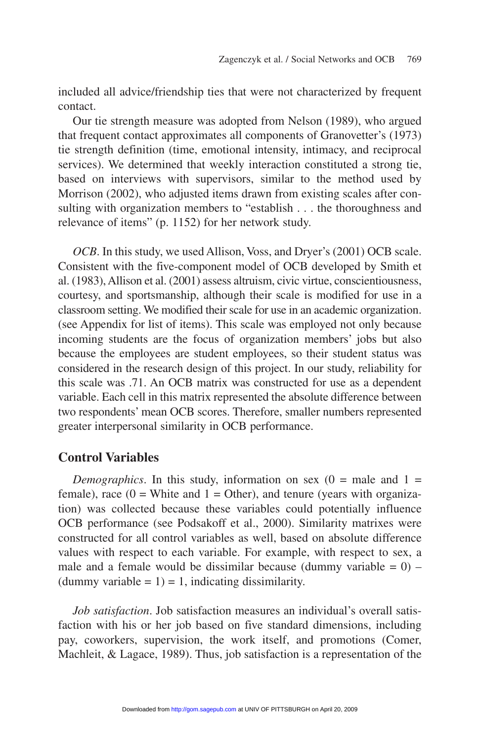included all advice/friendship ties that were not characterized by frequent contact.

Our tie strength measure was adopted from Nelson (1989), who argued that frequent contact approximates all components of Granovetter's (1973) tie strength definition (time, emotional intensity, intimacy, and reciprocal services). We determined that weekly interaction constituted a strong tie, based on interviews with supervisors, similar to the method used by Morrison (2002), who adjusted items drawn from existing scales after consulting with organization members to "establish . . . the thoroughness and relevance of items" (p. 1152) for her network study.

*OCB*. In this study, we used Allison, Voss, and Dryer's (2001) OCB scale. Consistent with the five-component model of OCB developed by Smith et al. (1983), Allison et al. (2001) assess altruism, civic virtue, conscientiousness, courtesy, and sportsmanship, although their scale is modified for use in a classroom setting. We modified their scale for use in an academic organization. (see Appendix for list of items). This scale was employed not only because incoming students are the focus of organization members' jobs but also because the employees are student employees, so their student status was considered in the research design of this project. In our study, reliability for this scale was .71. An OCB matrix was constructed for use as a dependent variable. Each cell in this matrix represented the absolute difference between two respondents' mean OCB scores. Therefore, smaller numbers represented greater interpersonal similarity in OCB performance.

## Control Variables

*Demographics*. In this study, information on sex (0 = male and 1 = female), race (0 = White and 1 = Other), and tenure (years with organization) was collected because these variables could potentially influence OCB performance (see Podsakoff et al., 2000). Similarity matrixes were constructed for all control variables as well, based on absolute difference values with respect to each variable. For example, with respect to sex, a male and a female would be dissimilar because (dummy variable = 0) – (dummy variable = 1) = 1, indicating dissimilarity.

*Job satisfaction*. Job satisfaction measures an individual's overall satisfaction with his or her job based on five standard dimensions, including pay, coworkers, supervision, the work itself, and promotions (Comer, Machleit, & Lagace, 1989). Thus, job satisfaction is a representation of the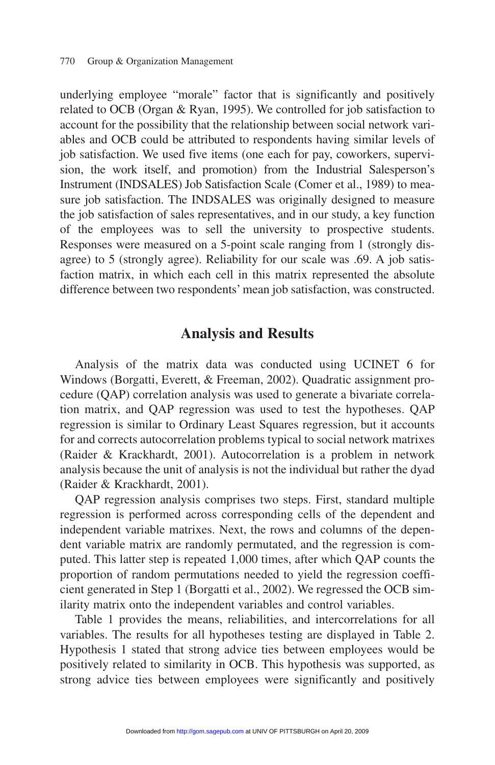underlying employee "morale" factor that is significantly and positively related to OCB (Organ & Ryan, 1995). We controlled for job satisfaction to account for the possibility that the relationship between social network variables and OCB could be attributed to respondents having similar levels of job satisfaction. We used five items (one each for pay, coworkers, supervision, the work itself, and promotion) from the Industrial Salesperson's Instrument (INDSALES) Job Satisfaction Scale (Comer et al., 1989) to measure job satisfaction. The INDSALES was originally designed to measure the job satisfaction of sales representatives, and in our study, a key function of the employees was to sell the university to prospective students. Responses were measured on a 5-point scale ranging from 1 (strongly disagree) to 5 (strongly agree). Reliability for our scale was .69. A job satisfaction matrix, in which each cell in this matrix represented the absolute difference between two respondents' mean job satisfaction, was constructed.

## Analysis and Results

Analysis of the matrix data was conducted using UCINET 6 for Windows (Borgatti, Everett, & Freeman, 2002). Quadratic assignment procedure (QAP) correlation analysis was used to generate a bivariate correlation matrix, and QAP regression was used to test the hypotheses. QAP regression is similar to Ordinary Least Squares regression, but it accounts for and corrects autocorrelation problems typical to social network matrixes (Raider & Krackhardt, 2001). Autocorrelation is a problem in network analysis because the unit of analysis is not the individual but rather the dyad (Raider & Krackhardt, 2001).

QAP regression analysis comprises two steps. First, standard multiple regression is performed across corresponding cells of the dependent and independent variable matrixes. Next, the rows and columns of the dependent variable matrix are randomly permutated, and the regression is computed. This latter step is repeated 1,000 times, after which QAP counts the proportion of random permutations needed to yield the regression coefficient generated in Step 1 (Borgatti et al., 2002). We regressed the OCB similarity matrix onto the independent variables and control variables.

Table 1 provides the means, reliabilities, and intercorrelations for all variables. The results for all hypotheses testing are displayed in Table 2. Hypothesis 1 stated that strong advice ties between employees would be positively related to similarity in OCB. This hypothesis was supported, as strong advice ties between employees were significantly and positively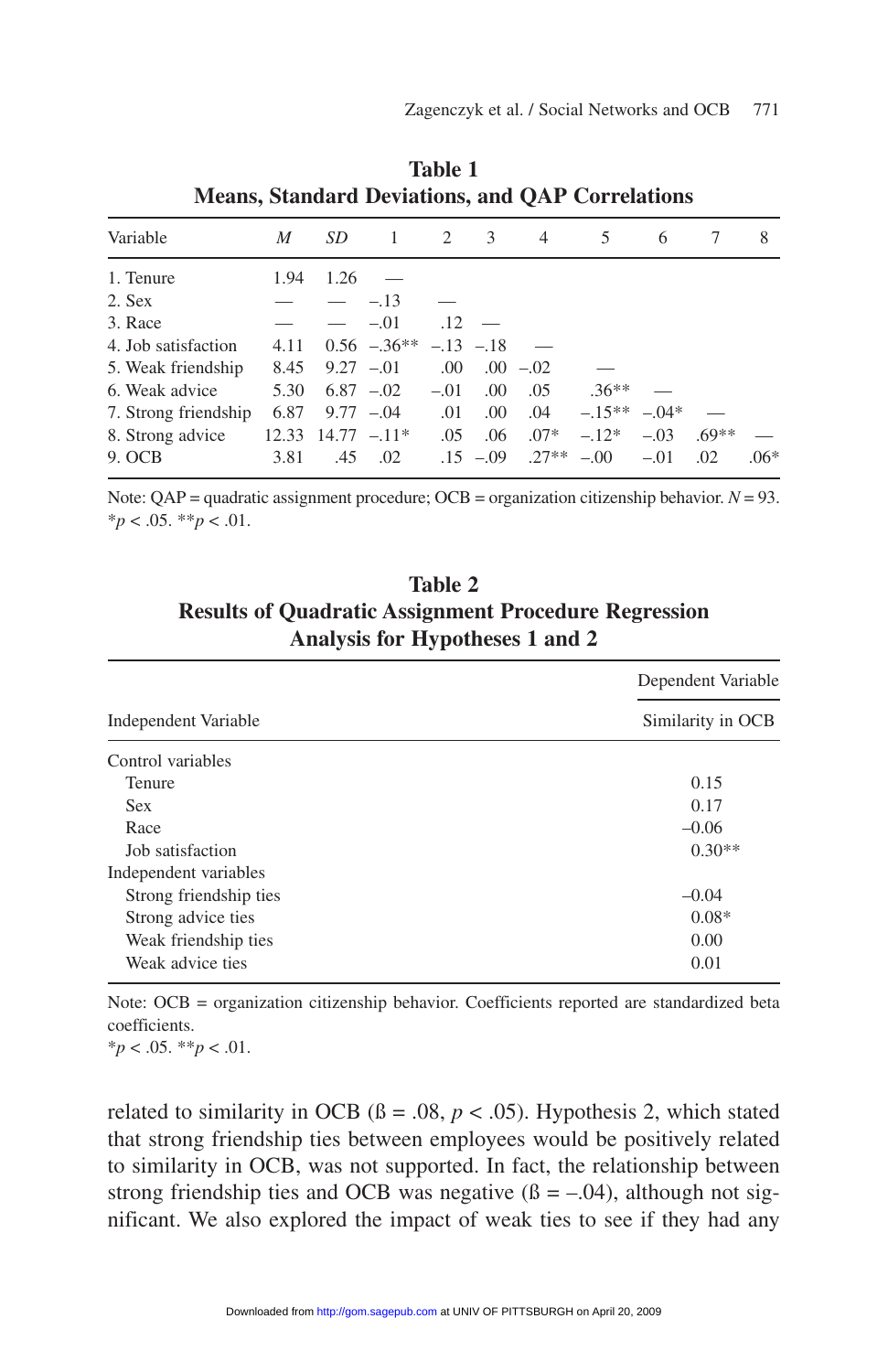**Table 1**
**Means, Standard Deviations, and QAP Correlations**

| Variable | *M* | *SD* | 1 | 2 | 3 | 4 | 5 | 6 | 7 | 8 |
|---|---|---|---|---|---|---|---|---|---|---|
| 1. Tenure | 1.94 | 1.26 | — | | | | | | | |
| 2. Sex | — | — | –.13 | — | | | | | | |
| 3. Race | — | — | –.01 | .12 | — | | | | | |
| 4. Job satisfaction | 4.11 | 0.56 | –.36** | –.13 | –.18 | — | | | | |
| 5. Weak friendship | 8.45 | 9.27 | –.01 | .00 | .00 | –.02 | — | | | |
| 6. Weak advice | 5.30 | 6.87 | –.02 | –.01 | .00 | .05 | .36** | — | | |
| 7. Strong friendship | 6.87 | 9.77 | –.04 | .01 | .00 | .04 | –.15** | –.04* | — | |
| 8. Strong advice | 12.33 | 14.77 | –.11* | .05 | .06 | .07* | –.12* | –.03 | .69** | — |
| 9. OCB | 3.81 | .45 | .02 | .15 | –.09 | .27** | –.00 | –.01 | .02 | .06* |

Note: QAP = quadratic assignment procedure; OCB = organization citizenship behavior. $N = 93$.
\*$p < .05$. \*\*$p < .01$.

**Table 2**
**Results of Quadratic Assignment Procedure Regression Analysis for Hypotheses 1 and 2**

| Independent Variable | Dependent Variable: Similarity in OCB |
|---|---|
| Control variables | |
| Tenure | 0.15 |
| Sex | 0.17 |
| Race | –0.06 |
| Job satisfaction | 0.30** |
| Independent variables | |
| Strong friendship ties | –0.04 |
| Strong advice ties | 0.08* |
| Weak friendship ties | 0.00 |
| Weak advice ties | 0.01 |

Note: OCB = organization citizenship behavior. Coefficients reported are standardized beta coefficients.
\*$p < .05$. \*\*$p < .01$.

related to similarity in OCB (ß = .08, $p < .05$). Hypothesis 2, which stated that strong friendship ties between employees would be positively related to similarity in OCB, was not supported. In fact, the relationship between strong friendship ties and OCB was negative (ß = –.04), although not significant. We also explored the impact of weak ties to see if they had any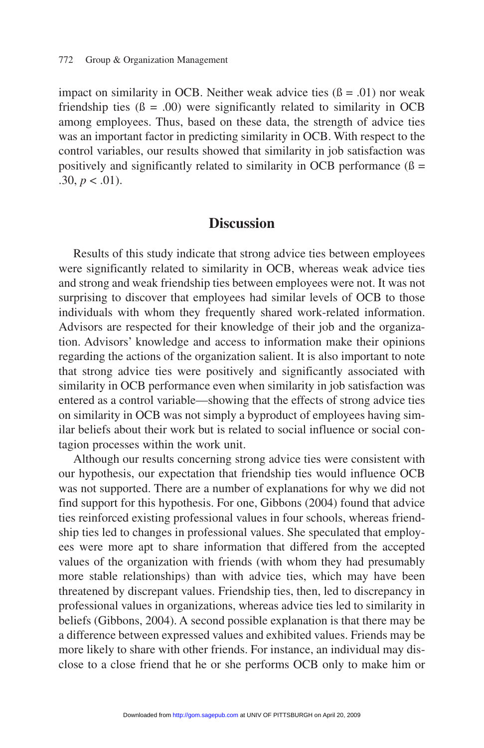impact on similarity in OCB. Neither weak advice ties (ß = .01) nor weak friendship ties (ß = .00) were significantly related to similarity in OCB among employees. Thus, based on these data, the strength of advice ties was an important factor in predicting similarity in OCB. With respect to the control variables, our results showed that similarity in job satisfaction was positively and significantly related to similarity in OCB performance (ß = .30, $p < .01$).

## Discussion

Results of this study indicate that strong advice ties between employees were significantly related to similarity in OCB, whereas weak advice ties and strong and weak friendship ties between employees were not. It was not surprising to discover that employees had similar levels of OCB to those individuals with whom they frequently shared work-related information. Advisors are respected for their knowledge of their job and the organization. Advisors' knowledge and access to information make their opinions regarding the actions of the organization salient. It is also important to note that strong advice ties were positively and significantly associated with similarity in OCB performance even when similarity in job satisfaction was entered as a control variable—showing that the effects of strong advice ties on similarity in OCB was not simply a byproduct of employees having similar beliefs about their work but is related to social influence or social contagion processes within the work unit.

Although our results concerning strong advice ties were consistent with our hypothesis, our expectation that friendship ties would influence OCB was not supported. There are a number of explanations for why we did not find support for this hypothesis. For one, Gibbons (2004) found that advice ties reinforced existing professional values in four schools, whereas friendship ties led to changes in professional values. She speculated that employees were more apt to share information that differed from the accepted values of the organization with friends (with whom they had presumably more stable relationships) than with advice ties, which may have been threatened by discrepant values. Friendship ties, then, led to discrepancy in professional values in organizations, whereas advice ties led to similarity in beliefs (Gibbons, 2004). A second possible explanation is that there may be a difference between expressed values and exhibited values. Friends may be more likely to share with other friends. For instance, an individual may disclose to a close friend that he or she performs OCB only to make him or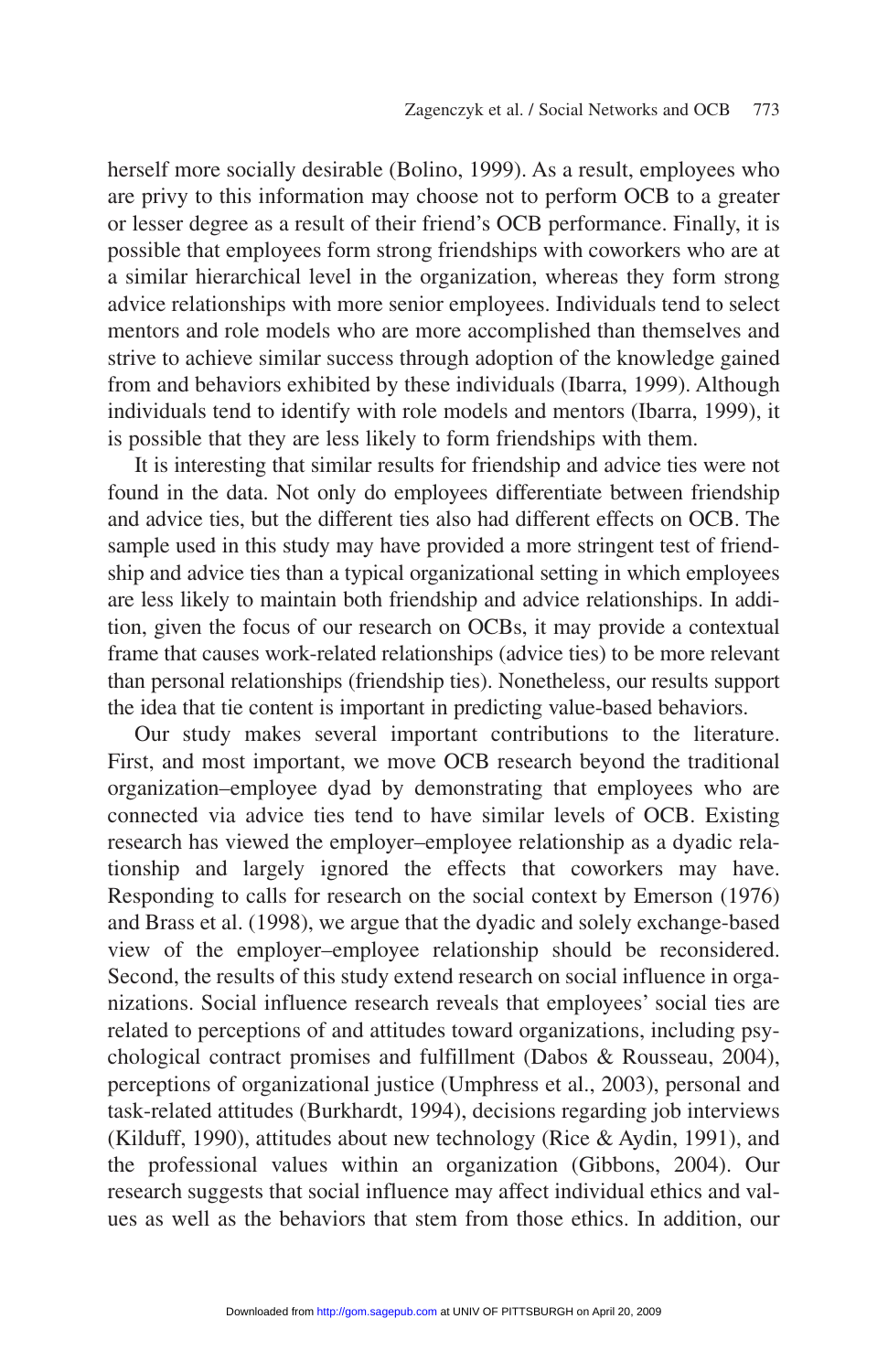herself more socially desirable (Bolino, 1999). As a result, employees who are privy to this information may choose not to perform OCB to a greater or lesser degree as a result of their friend's OCB performance. Finally, it is possible that employees form strong friendships with coworkers who are at a similar hierarchical level in the organization, whereas they form strong advice relationships with more senior employees. Individuals tend to select mentors and role models who are more accomplished than themselves and strive to achieve similar success through adoption of the knowledge gained from and behaviors exhibited by these individuals (Ibarra, 1999). Although individuals tend to identify with role models and mentors (Ibarra, 1999), it is possible that they are less likely to form friendships with them.

It is interesting that similar results for friendship and advice ties were not found in the data. Not only do employees differentiate between friendship and advice ties, but the different ties also had different effects on OCB. The sample used in this study may have provided a more stringent test of friendship and advice ties than a typical organizational setting in which employees are less likely to maintain both friendship and advice relationships. In addition, given the focus of our research on OCBs, it may provide a contextual frame that causes work-related relationships (advice ties) to be more relevant than personal relationships (friendship ties). Nonetheless, our results support the idea that tie content is important in predicting value-based behaviors.

Our study makes several important contributions to the literature. First, and most important, we move OCB research beyond the traditional organization–employee dyad by demonstrating that employees who are connected via advice ties tend to have similar levels of OCB. Existing research has viewed the employer–employee relationship as a dyadic relationship and largely ignored the effects that coworkers may have. Responding to calls for research on the social context by Emerson (1976) and Brass et al. (1998), we argue that the dyadic and solely exchange-based view of the employer–employee relationship should be reconsidered. Second, the results of this study extend research on social influence in organizations. Social influence research reveals that employees' social ties are related to perceptions of and attitudes toward organizations, including psychological contract promises and fulfillment (Dabos & Rousseau, 2004), perceptions of organizational justice (Umphress et al., 2003), personal and task-related attitudes (Burkhardt, 1994), decisions regarding job interviews (Kilduff, 1990), attitudes about new technology (Rice & Aydin, 1991), and the professional values within an organization (Gibbons, 2004). Our research suggests that social influence may affect individual ethics and values as well as the behaviors that stem from those ethics. In addition, our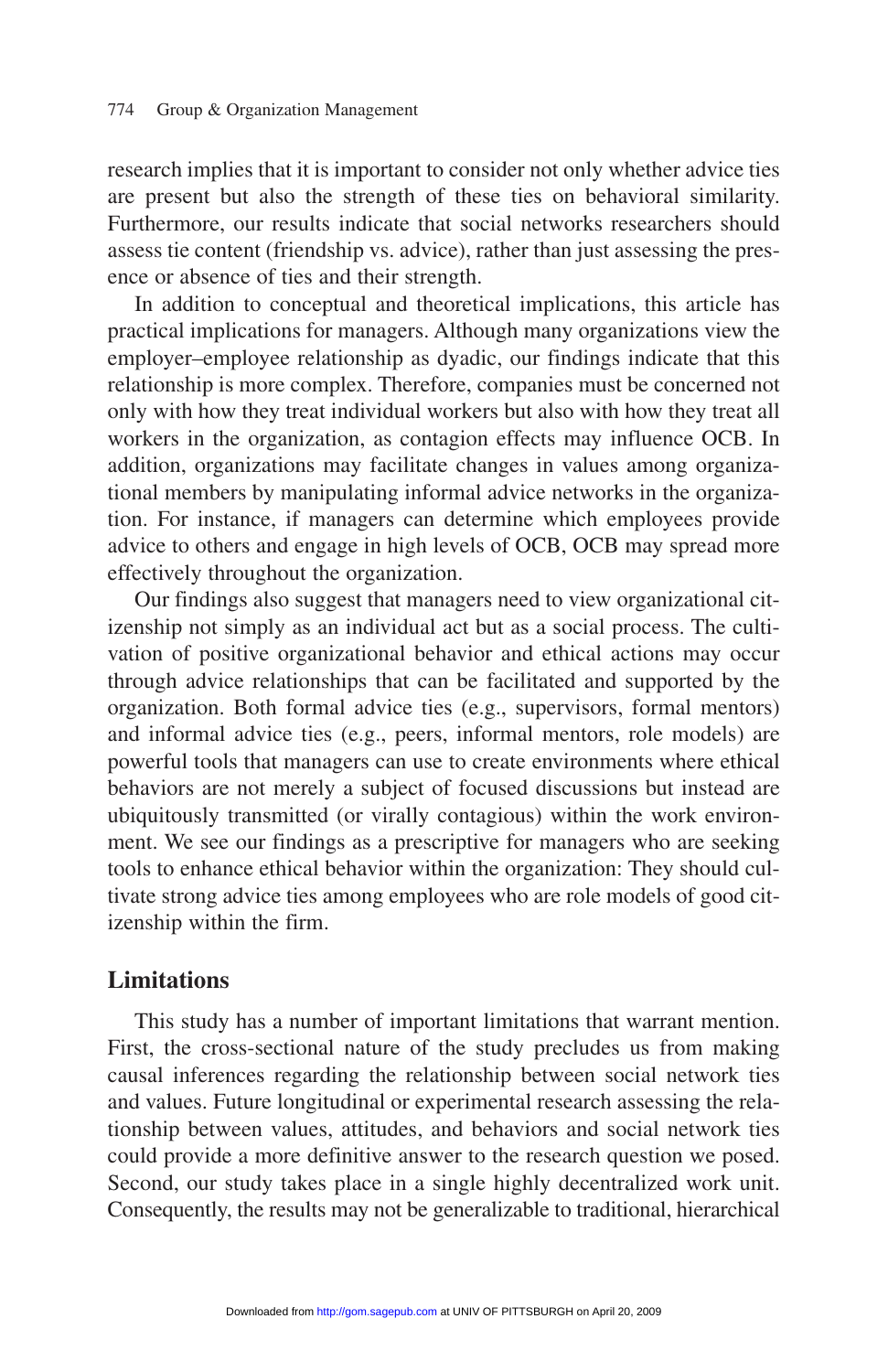research implies that it is important to consider not only whether advice ties are present but also the strength of these ties on behavioral similarity. Furthermore, our results indicate that social networks researchers should assess tie content (friendship vs. advice), rather than just assessing the presence or absence of ties and their strength.

In addition to conceptual and theoretical implications, this article has practical implications for managers. Although many organizations view the employer–employee relationship as dyadic, our findings indicate that this relationship is more complex. Therefore, companies must be concerned not only with how they treat individual workers but also with how they treat all workers in the organization, as contagion effects may influence OCB. In addition, organizations may facilitate changes in values among organizational members by manipulating informal advice networks in the organization. For instance, if managers can determine which employees provide advice to others and engage in high levels of OCB, OCB may spread more effectively throughout the organization.

Our findings also suggest that managers need to view organizational citizenship not simply as an individual act but as a social process. The cultivation of positive organizational behavior and ethical actions may occur through advice relationships that can be facilitated and supported by the organization. Both formal advice ties (e.g., supervisors, formal mentors) and informal advice ties (e.g., peers, informal mentors, role models) are powerful tools that managers can use to create environments where ethical behaviors are not merely a subject of focused discussions but instead are ubiquitously transmitted (or virally contagious) within the work environment. We see our findings as a prescriptive for managers who are seeking tools to enhance ethical behavior within the organization: They should cultivate strong advice ties among employees who are role models of good citizenship within the firm.

## Limitations

This study has a number of important limitations that warrant mention. First, the cross-sectional nature of the study precludes us from making causal inferences regarding the relationship between social network ties and values. Future longitudinal or experimental research assessing the relationship between values, attitudes, and behaviors and social network ties could provide a more definitive answer to the research question we posed. Second, our study takes place in a single highly decentralized work unit. Consequently, the results may not be generalizable to traditional, hierarchical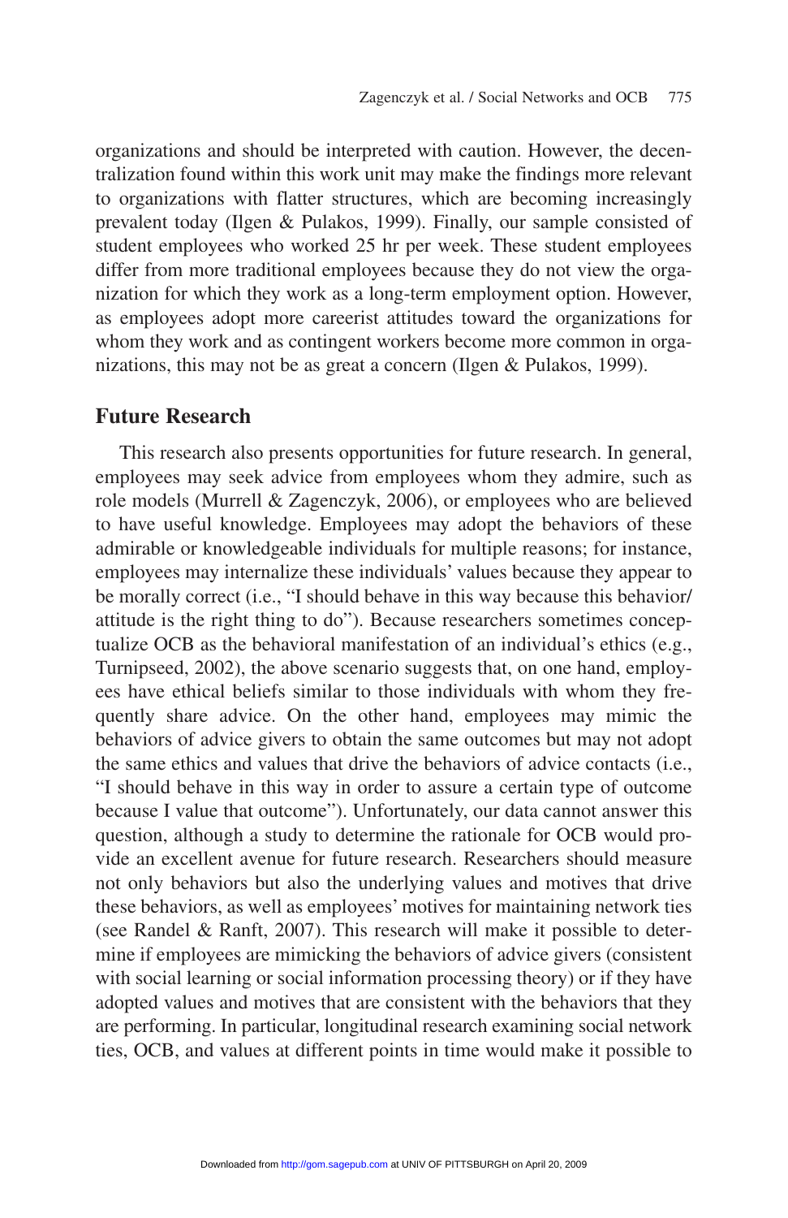organizations and should be interpreted with caution. However, the decentralization found within this work unit may make the findings more relevant to organizations with flatter structures, which are becoming increasingly prevalent today (Ilgen & Pulakos, 1999). Finally, our sample consisted of student employees who worked 25 hr per week. These student employees differ from more traditional employees because they do not view the organization for which they work as a long-term employment option. However, as employees adopt more careerist attitudes toward the organizations for whom they work and as contingent workers become more common in organizations, this may not be as great a concern (Ilgen & Pulakos, 1999).

## Future Research

This research also presents opportunities for future research. In general, employees may seek advice from employees whom they admire, such as role models (Murrell & Zagenczyk, 2006), or employees who are believed to have useful knowledge. Employees may adopt the behaviors of these admirable or knowledgeable individuals for multiple reasons; for instance, employees may internalize these individuals' values because they appear to be morally correct (i.e., "I should behave in this way because this behavior/attitude is the right thing to do"). Because researchers sometimes conceptualize OCB as the behavioral manifestation of an individual's ethics (e.g., Turnipseed, 2002), the above scenario suggests that, on one hand, employees have ethical beliefs similar to those individuals with whom they frequently share advice. On the other hand, employees may mimic the behaviors of advice givers to obtain the same outcomes but may not adopt the same ethics and values that drive the behaviors of advice contacts (i.e., "I should behave in this way in order to assure a certain type of outcome because I value that outcome"). Unfortunately, our data cannot answer this question, although a study to determine the rationale for OCB would provide an excellent avenue for future research. Researchers should measure not only behaviors but also the underlying values and motives that drive these behaviors, as well as employees' motives for maintaining network ties (see Randel & Ranft, 2007). This research will make it possible to determine if employees are mimicking the behaviors of advice givers (consistent with social learning or social information processing theory) or if they have adopted values and motives that are consistent with the behaviors that they are performing. In particular, longitudinal research examining social network ties, OCB, and values at different points in time would make it possible to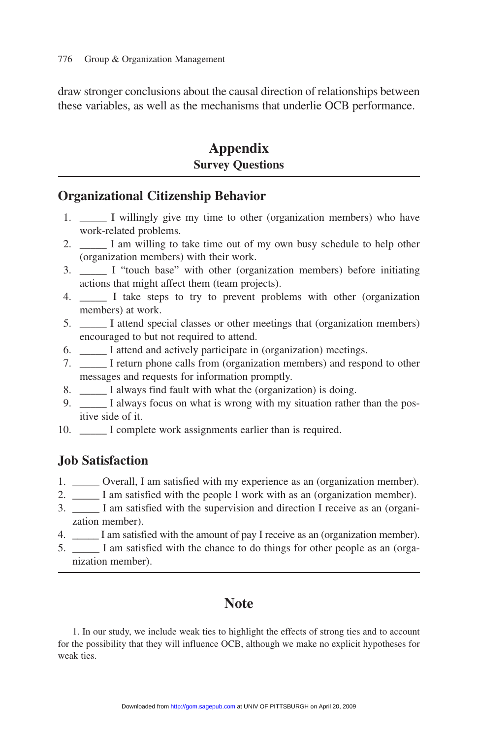draw stronger conclusions about the causal direction of relationships between these variables, as well as the mechanisms that underlie OCB performance.

# Appendix
## Survey Questions

### Organizational Citizenship Behavior

1. _____ I willingly give my time to other (organization members) who have work-related problems.
2. _____ I am willing to take time out of my own busy schedule to help other (organization members) with their work.
3. _____ I “touch base” with other (organization members) before initiating actions that might affect them (team projects).
4. _____ I take steps to try to prevent problems with other (organization members) at work.
5. _____ I attend special classes or other meetings that (organization members) encouraged to but not required to attend.
6. _____ I attend and actively participate in (organization) meetings.
7. _____ I return phone calls from (organization members) and respond to other messages and requests for information promptly.
8. _____ I always find fault with what the (organization) is doing.
9. _____ I always focus on what is wrong with my situation rather than the positive side of it.
10. _____ I complete work assignments earlier than is required.

### Job Satisfaction

1. _____ Overall, I am satisfied with my experience as an (organization member).
2. _____ I am satisfied with the people I work with as an (organization member).
3. _____ I am satisfied with the supervision and direction I receive as an (organization member).
4. _____ I am satisfied with the amount of pay I receive as an (organization member).
5. _____ I am satisfied with the chance to do things for other people as an (organization member).

# Note

1. In our study, we include weak ties to highlight the effects of strong ties and to account for the possibility that they will influence OCB, although we make no explicit hypotheses for weak ties.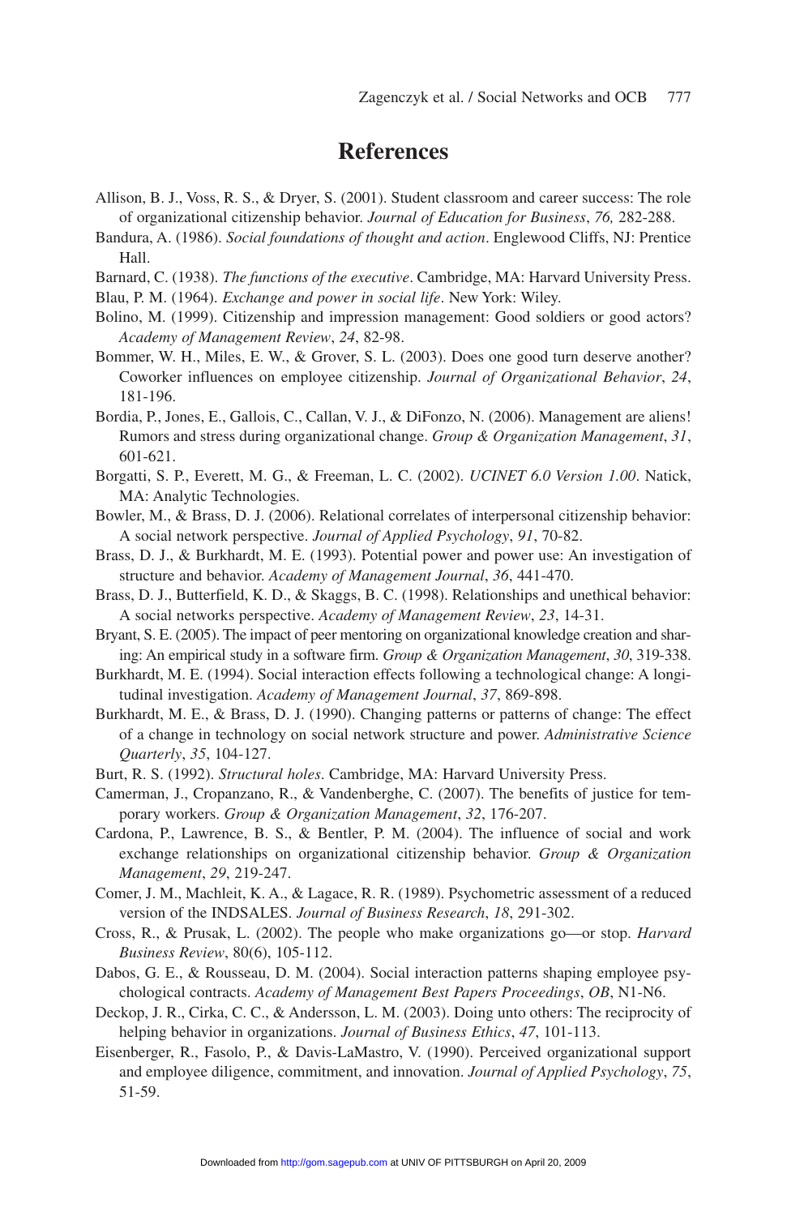# References

Allison, B. J., Voss, R. S., & Dryer, S. (2001). Student classroom and career success: The role of organizational citizenship behavior. *Journal of Education for Business*, *76,* 282-288.

Bandura, A. (1986). *Social foundations of thought and action*. Englewood Cliffs, NJ: Prentice Hall.

Barnard, C. (1938). *The functions of the executive*. Cambridge, MA: Harvard University Press.

Blau, P. M. (1964). *Exchange and power in social life*. New York: Wiley.

Bolino, M. (1999). Citizenship and impression management: Good soldiers or good actors? *Academy of Management Review*, *24*, 82-98.

Bommer, W. H., Miles, E. W., & Grover, S. L. (2003). Does one good turn deserve another? Coworker influences on employee citizenship. *Journal of Organizational Behavior*, *24*, 181-196.

Bordia, P., Jones, E., Gallois, C., Callan, V. J., & DiFonzo, N. (2006). Management are aliens! Rumors and stress during organizational change. *Group & Organization Management*, *31*, 601-621.

Borgatti, S. P., Everett, M. G., & Freeman, L. C. (2002). *UCINET 6.0 Version 1.00*. Natick, MA: Analytic Technologies.

Bowler, M., & Brass, D. J. (2006). Relational correlates of interpersonal citizenship behavior: A social network perspective. *Journal of Applied Psychology*, *91*, 70-82.

Brass, D. J., & Burkhardt, M. E. (1993). Potential power and power use: An investigation of structure and behavior. *Academy of Management Journal*, *36*, 441-470.

Brass, D. J., Butterfield, K. D., & Skaggs, B. C. (1998). Relationships and unethical behavior: A social networks perspective. *Academy of Management Review*, *23*, 14-31.

Bryant, S. E. (2005). The impact of peer mentoring on organizational knowledge creation and sharing: An empirical study in a software firm. *Group & Organization Management*, *30*, 319-338.

Burkhardt, M. E. (1994). Social interaction effects following a technological change: A longitudinal investigation. *Academy of Management Journal*, *37*, 869-898.

Burkhardt, M. E., & Brass, D. J. (1990). Changing patterns or patterns of change: The effect of a change in technology on social network structure and power. *Administrative Science Quarterly*, *35*, 104-127.

Burt, R. S. (1992). *Structural holes*. Cambridge, MA: Harvard University Press.

Camerman, J., Cropanzano, R., & Vandenberghe, C. (2007). The benefits of justice for temporary workers. *Group & Organization Management*, *32*, 176-207.

Cardona, P., Lawrence, B. S., & Bentler, P. M. (2004). The influence of social and work exchange relationships on organizational citizenship behavior. *Group & Organization Management*, *29*, 219-247.

Comer, J. M., Machleit, K. A., & Lagace, R. R. (1989). Psychometric assessment of a reduced version of the INDSALES. *Journal of Business Research*, *18*, 291-302.

Cross, R., & Prusak, L. (2002). The people who make organizations go—or stop. *Harvard Business Review*, 80(6), 105-112.

Dabos, G. E., & Rousseau, D. M. (2004). Social interaction patterns shaping employee psychological contracts. *Academy of Management Best Papers Proceedings*, *OB*, N1-N6.

Deckop, J. R., Cirka, C. C., & Andersson, L. M. (2003). Doing unto others: The reciprocity of helping behavior in organizations. *Journal of Business Ethics*, *47*, 101-113.

Eisenberger, R., Fasolo, P., & Davis-LaMastro, V. (1990). Perceived organizational support and employee diligence, commitment, and innovation. *Journal of Applied Psychology*, *75*, 51-59.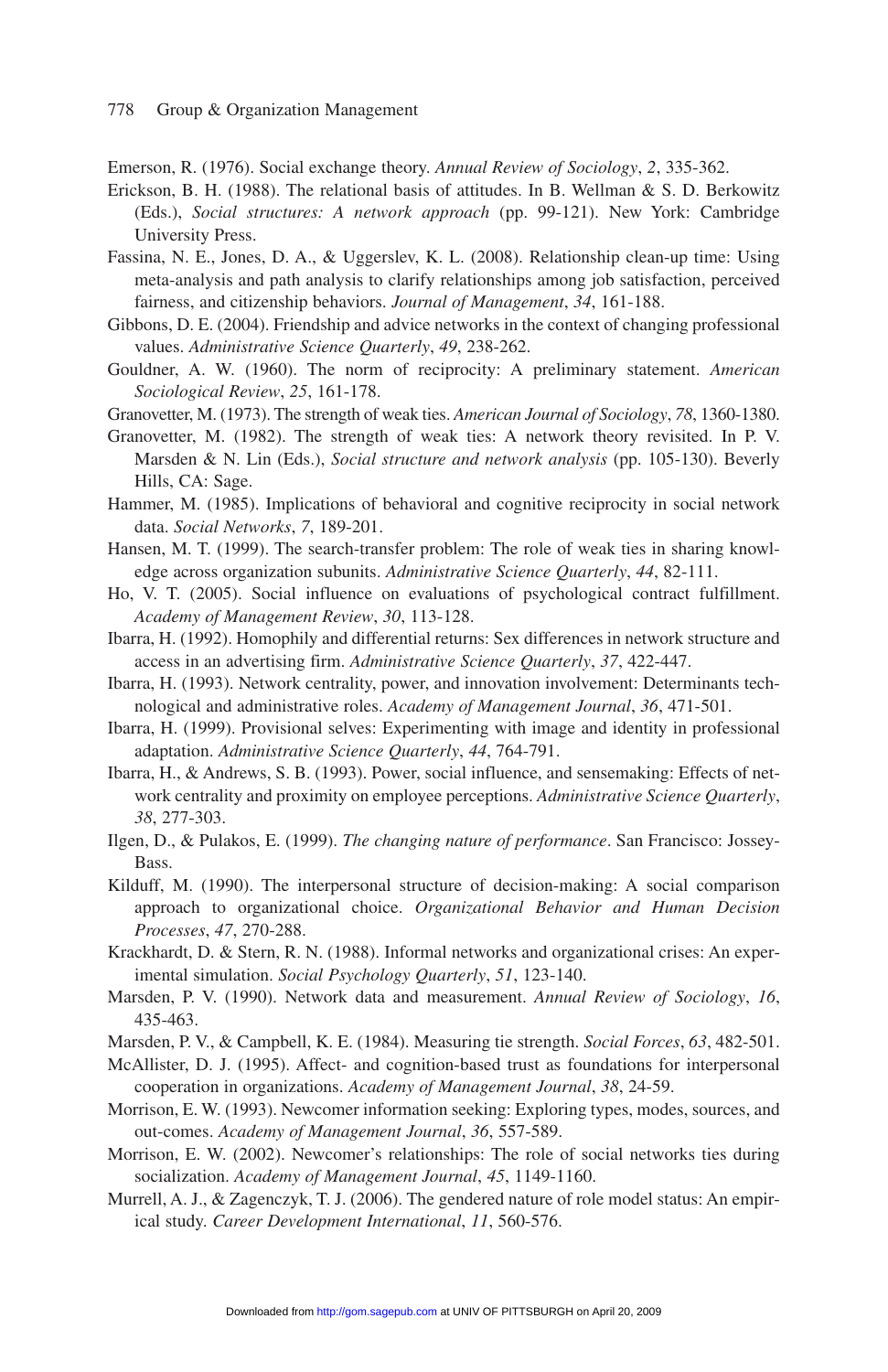Emerson, R. (1976). Social exchange theory. *Annual Review of Sociology*, *2*, 335-362.

Erickson, B. H. (1988). The relational basis of attitudes. In B. Wellman & S. D. Berkowitz (Eds.), *Social structures: A network approach* (pp. 99-121). New York: Cambridge University Press.

Fassina, N. E., Jones, D. A., & Uggerslev, K. L. (2008). Relationship clean-up time: Using meta-analysis and path analysis to clarify relationships among job satisfaction, perceived fairness, and citizenship behaviors. *Journal of Management*, *34*, 161-188.

Gibbons, D. E. (2004). Friendship and advice networks in the context of changing professional values. *Administrative Science Quarterly*, *49*, 238-262.

Gouldner, A. W. (1960). The norm of reciprocity: A preliminary statement. *American Sociological Review*, *25*, 161-178.

Granovetter, M. (1973). The strength of weak ties. *American Journal of Sociology*, *78*, 1360-1380.

Granovetter, M. (1982). The strength of weak ties: A network theory revisited. In P. V. Marsden & N. Lin (Eds.), *Social structure and network analysis* (pp. 105-130). Beverly Hills, CA: Sage.

Hammer, M. (1985). Implications of behavioral and cognitive reciprocity in social network data. *Social Networks*, *7*, 189-201.

Hansen, M. T. (1999). The search-transfer problem: The role of weak ties in sharing knowledge across organization subunits. *Administrative Science Quarterly*, *44*, 82-111.

Ho, V. T. (2005). Social influence on evaluations of psychological contract fulfillment. *Academy of Management Review*, *30*, 113-128.

Ibarra, H. (1992). Homophily and differential returns: Sex differences in network structure and access in an advertising firm. *Administrative Science Quarterly*, *37*, 422-447.

Ibarra, H. (1993). Network centrality, power, and innovation involvement: Determinants technological and administrative roles. *Academy of Management Journal*, *36*, 471-501.

Ibarra, H. (1999). Provisional selves: Experimenting with image and identity in professional adaptation. *Administrative Science Quarterly*, *44*, 764-791.

Ibarra, H., & Andrews, S. B. (1993). Power, social influence, and sensemaking: Effects of network centrality and proximity on employee perceptions. *Administrative Science Quarterly*, *38*, 277-303.

Ilgen, D., & Pulakos, E. (1999). *The changing nature of performance*. San Francisco: Jossey-Bass.

Kilduff, M. (1990). The interpersonal structure of decision-making: A social comparison approach to organizational choice. *Organizational Behavior and Human Decision Processes*, *47*, 270-288.

Krackhardt, D. & Stern, R. N. (1988). Informal networks and organizational crises: An experimental simulation. *Social Psychology Quarterly*, *51*, 123-140.

Marsden, P. V. (1990). Network data and measurement. *Annual Review of Sociology*, *16*, 435-463.

Marsden, P. V., & Campbell, K. E. (1984). Measuring tie strength. *Social Forces*, *63*, 482-501.

McAllister, D. J. (1995). Affect- and cognition-based trust as foundations for interpersonal cooperation in organizations. *Academy of Management Journal*, *38*, 24-59.

Morrison, E. W. (1993). Newcomer information seeking: Exploring types, modes, sources, and out-comes. *Academy of Management Journal*, *36*, 557-589.

Morrison, E. W. (2002). Newcomer's relationships: The role of social networks ties during socialization. *Academy of Management Journal*, *45*, 1149-1160.

Murrell, A. J., & Zagenczyk, T. J. (2006). The gendered nature of role model status: An empirical study. *Career Development International*, *11*, 560-576.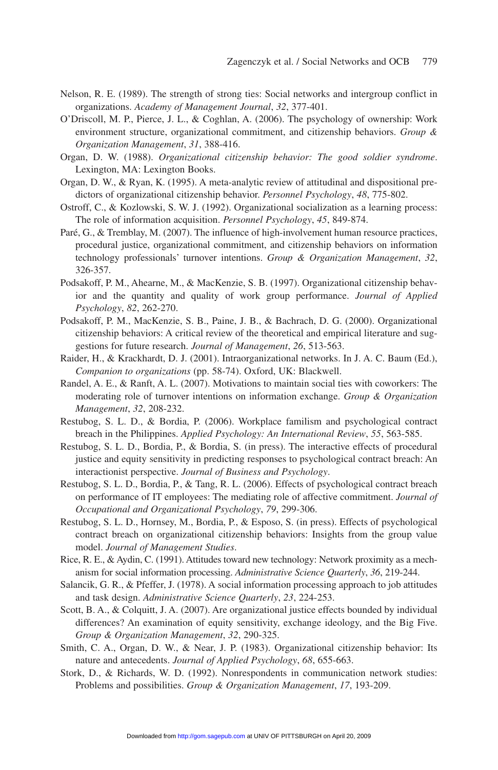Nelson, R. E. (1989). The strength of strong ties: Social networks and intergroup conflict in organizations. *Academy of Management Journal*, *32*, 377-401.

O'Driscoll, M. P., Pierce, J. L., & Coghlan, A. (2006). The psychology of ownership: Work environment structure, organizational commitment, and citizenship behaviors. *Group & Organization Management*, *31*, 388-416.

Organ, D. W. (1988). *Organizational citizenship behavior: The good soldier syndrome*. Lexington, MA: Lexington Books.

Organ, D. W., & Ryan, K. (1995). A meta-analytic review of attitudinal and dispositional predictors of organizational citizenship behavior. *Personnel Psychology*, *48*, 775-802.

Ostroff, C., & Kozlowski, S. W. J. (1992). Organizational socialization as a learning process: The role of information acquisition. *Personnel Psychology*, *45*, 849-874.

Paré, G., & Tremblay, M. (2007). The influence of high-involvement human resource practices, procedural justice, organizational commitment, and citizenship behaviors on information technology professionals' turnover intentions. *Group & Organization Management*, *32*, 326-357.

Podsakoff, P. M., Ahearne, M., & MacKenzie, S. B. (1997). Organizational citizenship behavior and the quantity and quality of work group performance. *Journal of Applied Psychology*, *82*, 262-270.

Podsakoff, P. M., MacKenzie, S. B., Paine, J. B., & Bachrach, D. G. (2000). Organizational citizenship behaviors: A critical review of the theoretical and empirical literature and suggestions for future research. *Journal of Management*, *26*, 513-563.

Raider, H., & Krackhardt, D. J. (2001). Intraorganizational networks. In J. A. C. Baum (Ed.), *Companion to organizations* (pp. 58-74). Oxford, UK: Blackwell.

Randel, A. E., & Ranft, A. L. (2007). Motivations to maintain social ties with coworkers: The moderating role of turnover intentions on information exchange. *Group & Organization Management*, *32*, 208-232.

Restubog, S. L. D., & Bordia, P. (2006). Workplace familism and psychological contract breach in the Philippines. *Applied Psychology: An International Review*, *55*, 563-585.

Restubog, S. L. D., Bordia, P., & Bordia, S. (in press). The interactive effects of procedural justice and equity sensitivity in predicting responses to psychological contract breach: An interactionist perspective. *Journal of Business and Psychology*.

Restubog, S. L. D., Bordia, P., & Tang, R. L. (2006). Effects of psychological contract breach on performance of IT employees: The mediating role of affective commitment. *Journal of Occupational and Organizational Psychology*, *79*, 299-306.

Restubog, S. L. D., Hornsey, M., Bordia, P., & Esposo, S. (in press). Effects of psychological contract breach on organizational citizenship behaviors: Insights from the group value model. *Journal of Management Studies*.

Rice, R. E., & Aydin, C. (1991). Attitudes toward new technology: Network proximity as a mechanism for social information processing. *Administrative Science Quarterly*, *36*, 219-244.

Salancik, G. R., & Pfeffer, J. (1978). A social information processing approach to job attitudes and task design. *Administrative Science Quarterly*, *23*, 224-253.

Scott, B. A., & Colquitt, J. A. (2007). Are organizational justice effects bounded by individual differences? An examination of equity sensitivity, exchange ideology, and the Big Five. *Group & Organization Management*, *32*, 290-325.

Smith, C. A., Organ, D. W., & Near, J. P. (1983). Organizational citizenship behavior: Its nature and antecedents. *Journal of Applied Psychology*, *68*, 655-663.

Stork, D., & Richards, W. D. (1992). Nonrespondents in communication network studies: Problems and possibilities. *Group & Organization Management*, *17*, 193-209.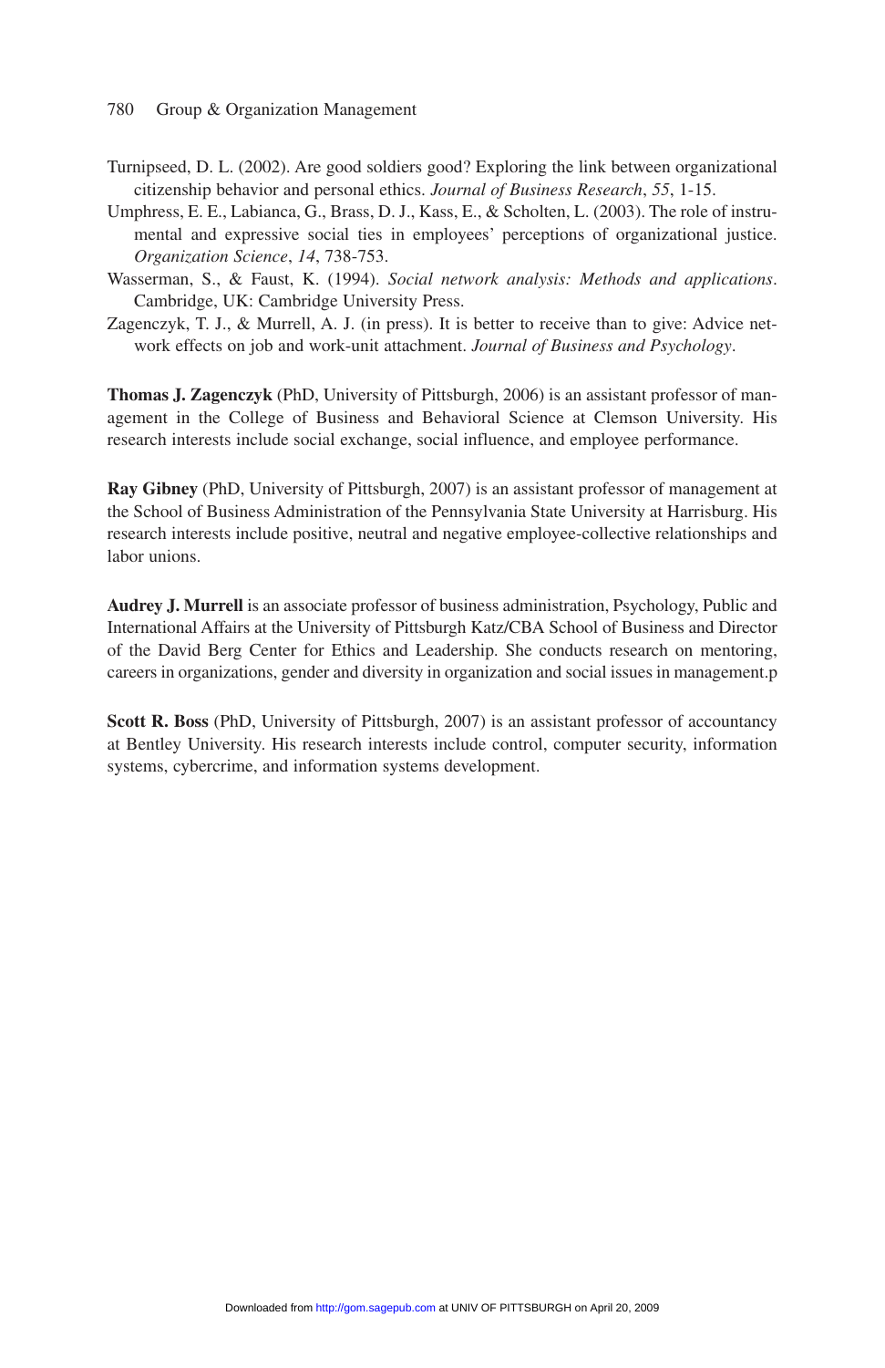Turnipseed, D. L. (2002). Are good soldiers good? Exploring the link between organizational citizenship behavior and personal ethics. *Journal of Business Research*, *55*, 1-15.

Umphress, E. E., Labianca, G., Brass, D. J., Kass, E., & Scholten, L. (2003). The role of instrumental and expressive social ties in employees' perceptions of organizational justice. *Organization Science*, *14*, 738-753.

Wasserman, S., & Faust, K. (1994). *Social network analysis: Methods and applications*. Cambridge, UK: Cambridge University Press.

Zagenczyk, T. J., & Murrell, A. J. (in press). It is better to receive than to give: Advice network effects on job and work-unit attachment. *Journal of Business and Psychology*.

**Thomas J. Zagenczyk** (PhD, University of Pittsburgh, 2006) is an assistant professor of management in the College of Business and Behavioral Science at Clemson University. His research interests include social exchange, social influence, and employee performance.

**Ray Gibney** (PhD, University of Pittsburgh, 2007) is an assistant professor of management at the School of Business Administration of the Pennsylvania State University at Harrisburg. His research interests include positive, neutral and negative employee-collective relationships and labor unions.

**Audrey J. Murrell** is an associate professor of business administration, Psychology, Public and International Affairs at the University of Pittsburgh Katz/CBA School of Business and Director of the David Berg Center for Ethics and Leadership. She conducts research on mentoring, careers in organizations, gender and diversity in organization and social issues in management.p

**Scott R. Boss** (PhD, University of Pittsburgh, 2007) is an assistant professor of accountancy at Bentley University. His research interests include control, computer security, information systems, cybercrime, and information systems development.